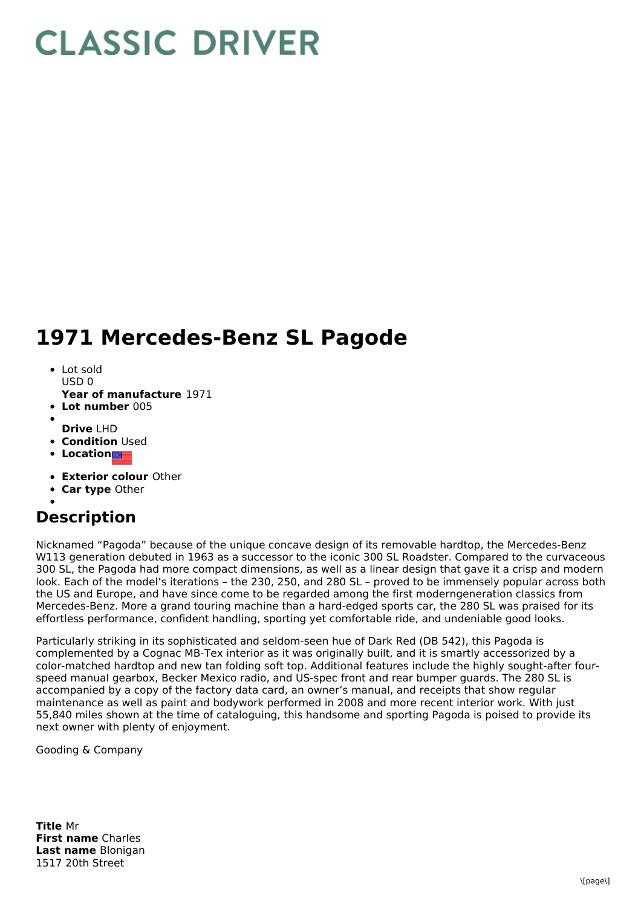# CLASSIC DRIVER

# 1971 Mercedes-Benz SL Pagode

- Lot sold
  USD 0
  **Year of manufacture** 1971
- **Lot number** 005
- 
  **Drive** LHD
- **Condition** Used
- **Location**
- **Exterior colour** Other
- **Car type** Other
- 

## Description

Nicknamed "Pagoda" because of the unique concave design of its removable hardtop, the Mercedes-Benz W113 generation debuted in 1963 as a successor to the iconic 300 SL Roadster. Compared to the curvaceous 300 SL, the Pagoda had more compact dimensions, as well as a linear design that gave it a crisp and modern look. Each of the model's iterations – the 230, 250, and 280 SL – proved to be immensely popular across both the US and Europe, and have since come to be regarded among the first moderngeneration classics from Mercedes-Benz. More a grand touring machine than a hard-edged sports car, the 280 SL was praised for its effortless performance, confident handling, sporting yet comfortable ride, and undeniable good looks.

Particularly striking in its sophisticated and seldom-seen hue of Dark Red (DB 542), this Pagoda is complemented by a Cognac MB-Tex interior as it was originally built, and it is smartly accessorized by a color-matched hardtop and new tan folding soft top. Additional features include the highly sought-after four-speed manual gearbox, Becker Mexico radio, and US-spec front and rear bumper guards. The 280 SL is accompanied by a copy of the factory data card, an owner's manual, and receipts that show regular maintenance as well as paint and bodywork performed in 2008 and more recent interior work. With just 55,840 miles shown at the time of cataloguing, this handsome and sporting Pagoda is poised to provide its next owner with plenty of enjoyment.

Gooding & Company

**Title** Mr
**First name** Charles
**Last name** Blonigan
1517 20th Street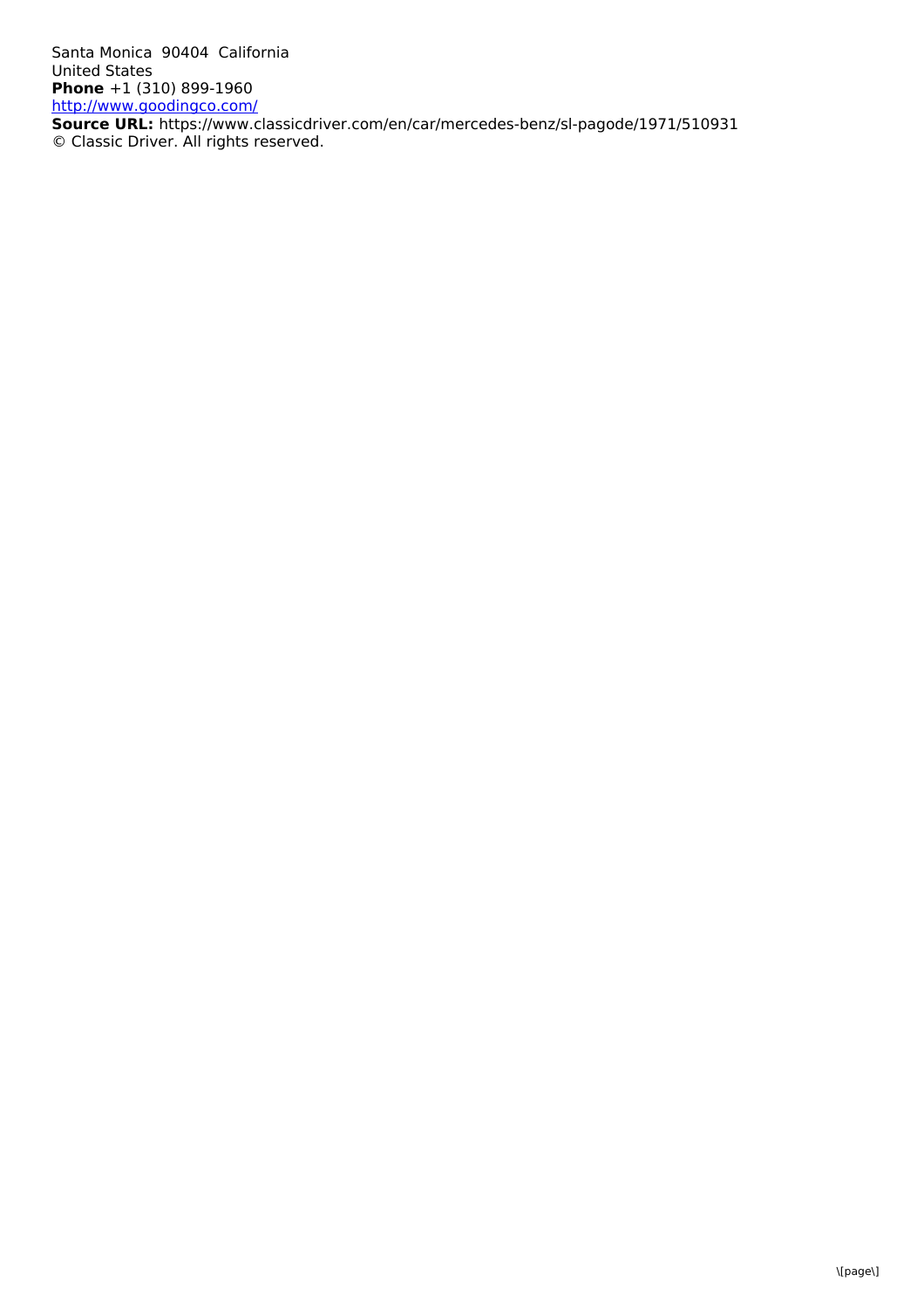Santa Monica 90404 California
United States
**Phone** +1 (310) 899-1960
[http://www.goodingco.com/](http://www.goodingco.com/)
**Source URL:** https://www.classicdriver.com/en/car/mercedes-benz/sl-pagode/1971/510931
© Classic Driver. All rights reserved.